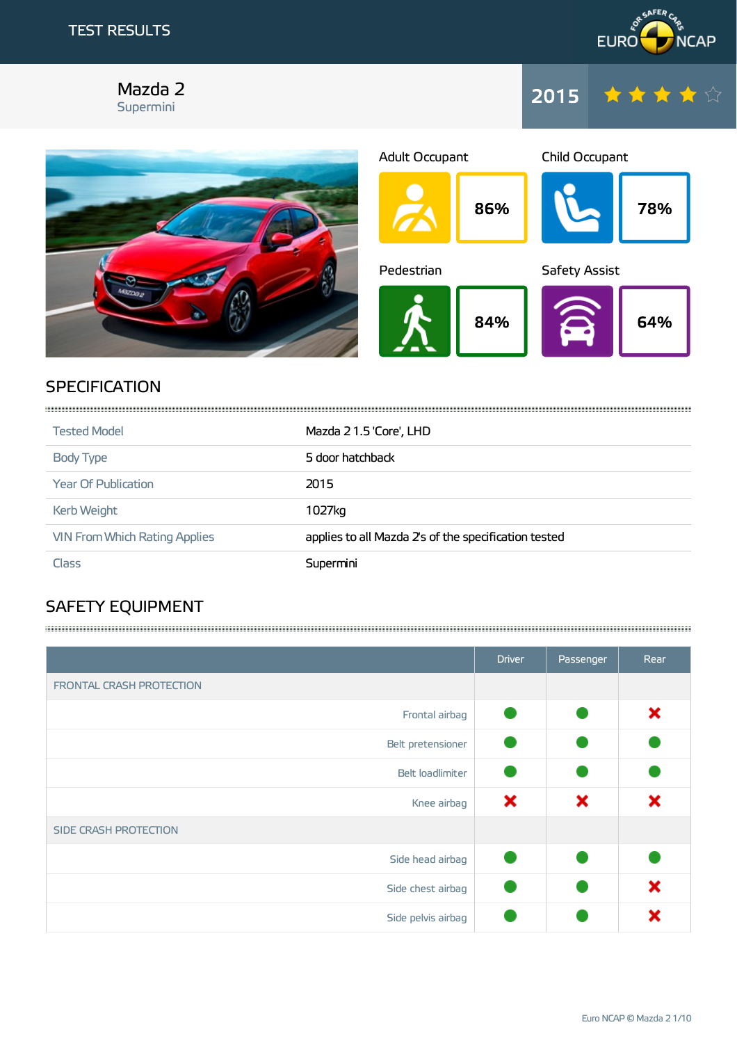# TEST RESULTS

EURO NCAP

## Mazda 2

Supermini

2015 ★★★★☆

| Adult Occupant | Child Occupant |
| --- | --- |
| 86% | 78% |

| Pedestrian | Safety Assist |
| --- | --- |
| 84% | 64% |

## SPECIFICATION

| | |
| --- | --- |
| Tested Model | Mazda 2 1.5 'Core', LHD |
| Body Type | 5 door hatchback |
| Year Of Publication | 2015 |
| Kerb Weight | 1027kg |
| VIN From Which Rating Applies | applies to all Mazda 2's of the specification tested |
| Class | Supermini |

## SAFETY EQUIPMENT

| | Driver | Passenger | Rear |
| --- | --- | --- | --- |
| FRONTAL CRASH PROTECTION | | | |
| Frontal airbag | ● | ● | ✘ |
| Belt pretensioner | ● | ● | ● |
| Belt loadlimiter | ● | ● | ● |
| Knee airbag | ✘ | ✘ | ✘ |
| SIDE CRASH PROTECTION | | | |
| Side head airbag | ● | ● | ● |
| Side chest airbag | ● | ● | ✘ |
| Side pelvis airbag | ● | ● | ✘ |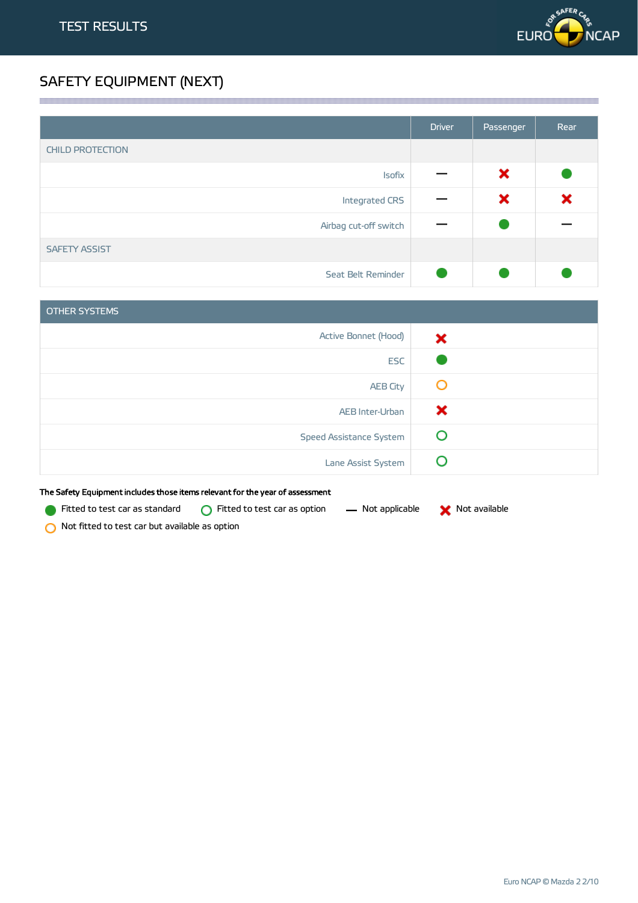# SAFETY EQUIPMENT (NEXT)

| | Driver | Passenger | Rear |
|---|---|---|---|
| CHILD PROTECTION | | | |
| Isofix | — | ✖ | ● |
| Integrated CRS | — | ✖ | ✖ |
| Airbag cut-off switch | — | ● | — |
| SAFETY ASSIST | | | |
| Seat Belt Reminder | ● | ● | ● |

| OTHER SYSTEMS | |
|---|---|
| Active Bonnet (Hood) | ✖ |
| ESC | ● |
| AEB City | ○ (orange) |
| AEB Inter-Urban | ✖ |
| Speed Assistance System | ○ |
| Lane Assist System | ○ |

**The Safety Equipment includes those items relevant for the year of assessment**

● Fitted to test car as standard ○ Fitted to test car as option — Not applicable ✖ Not available

○ (orange) Not fitted to test car but available as option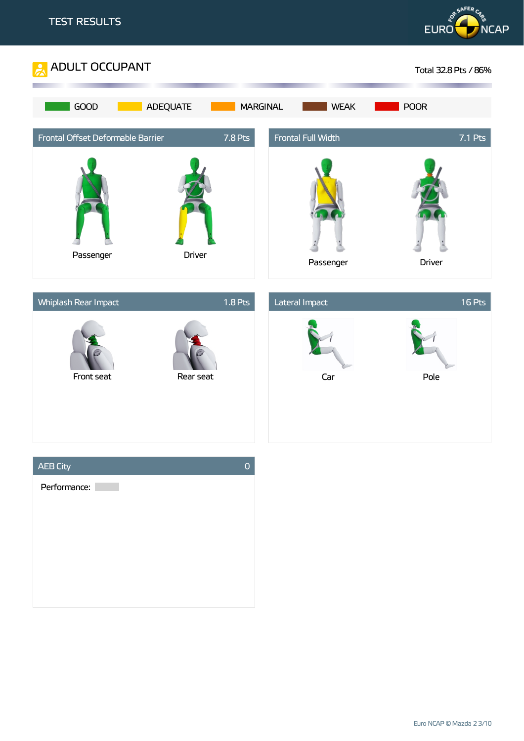# TEST RESULTS

## ADULT OCCUPANT

Total 32.8 Pts / 86%

GOOD | ADEQUATE | MARGINAL | WEAK | POOR

### Frontal Offset Deformable Barrier — 7.8 Pts

Passenger | Driver

### Frontal Full Width — 7.1 Pts

Passenger | Driver

### Whiplash Rear Impact — 1.8 Pts

Front seat | Rear seat

### Lateral Impact — 16 Pts

Car | Pole

### AEB City — 0

Performance: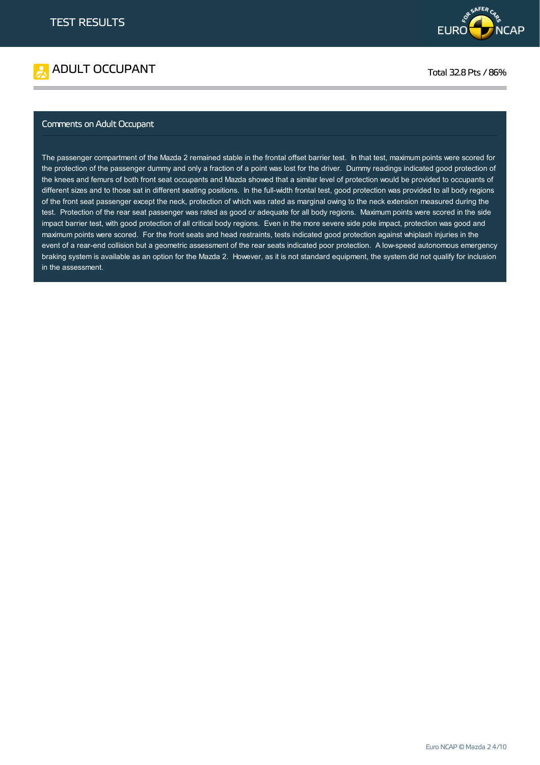# TEST RESULTS

## ADULT OCCUPANT

Total 32.8 Pts / 86%

### Comments on Adult Occupant

The passenger compartment of the Mazda 2 remained stable in the frontal offset barrier test. In that test, maximum points were scored for the protection of the passenger dummy and only a fraction of a point was lost for the driver. Dummy readings indicated good protection of the knees and femurs of both front seat occupants and Mazda showed that a similar level of protection would be provided to occupants of different sizes and to those sat in different seating positions. In the full-width frontal test, good protection was provided to all body regions of the front seat passenger except the neck, protection of which was rated as marginal owing to the neck extension measured during the test. Protection of the rear seat passenger was rated as good or adequate for all body regions. Maximum points were scored in the side impact barrier test, with good protection of all critical body regions. Even in the more severe side pole impact, protection was good and maximum points were scored. For the front seats and head restraints, tests indicated good protection against whiplash injuries in the event of a rear-end collision but a geometric assessment of the rear seats indicated poor protection. A low-speed autonomous emergency braking system is available as an option for the Mazda 2. However, as it is not standard equipment, the system did not qualify for inclusion in the assessment.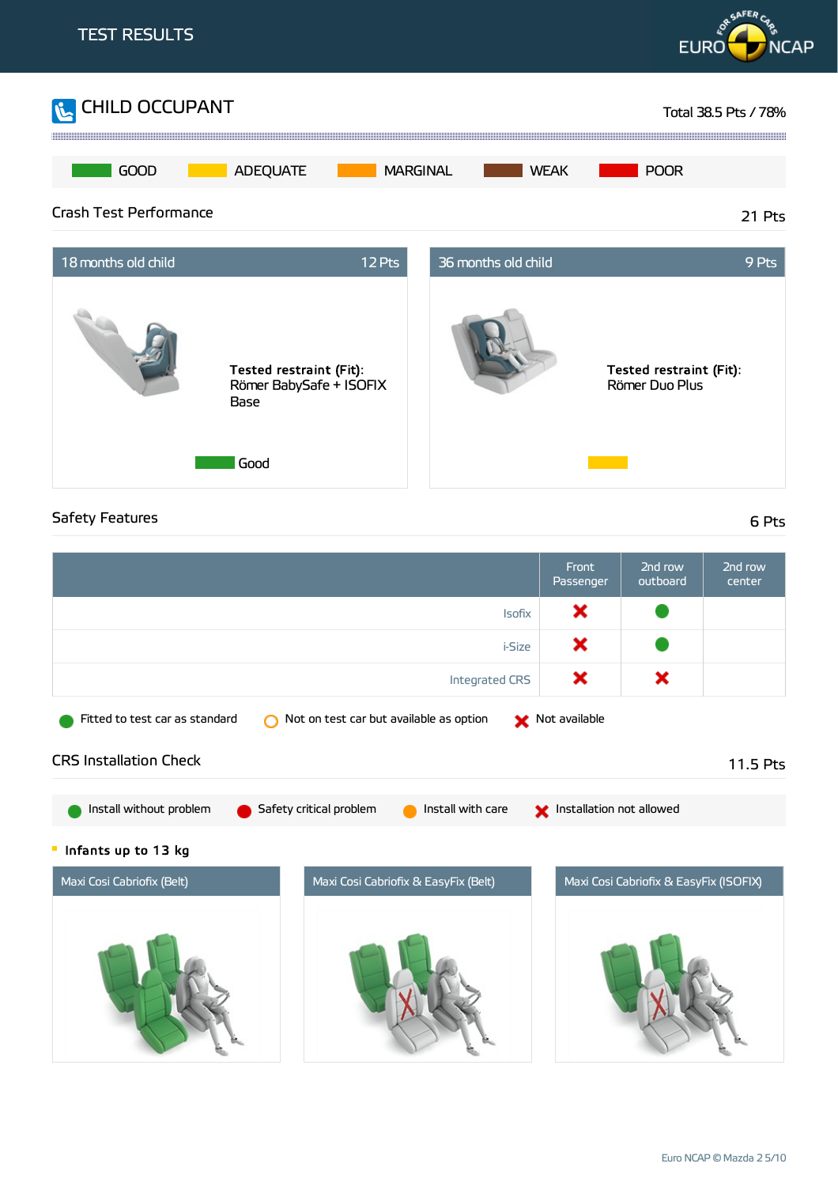# TEST RESULTS

## CHILD OCCUPANT

Total 38.5 Pts / 78%

GOOD | ADEQUATE | MARGINAL | WEAK | POOR

### Crash Test Performance

21 Pts

**18 months old child** — 12 Pts

**Tested restraint (Fit):** Römer BabySafe + ISOFIX Base

Good

**36 months old child** — 9 Pts

**Tested restraint (Fit):** Römer Duo Plus

### Safety Features

6 Pts

| | Front Passenger | 2nd row outboard | 2nd row center |
|---|---|---|---|
| Isofix | Not available | Fitted to test car as standard | |
| i-Size | Not available | Fitted to test car as standard | |
| Integrated CRS | Not available | Not available | |

Fitted to test car as standard | Not on test car but available as option | Not available

### CRS Installation Check

11.5 Pts

Install without problem | Safety critical problem | Install with care | Installation not allowed

**Infants up to 13 kg**

Maxi Cosi Cabriofix (Belt)

Maxi Cosi Cabriofix & EasyFix (Belt)

Maxi Cosi Cabriofix & EasyFix (ISOFIX)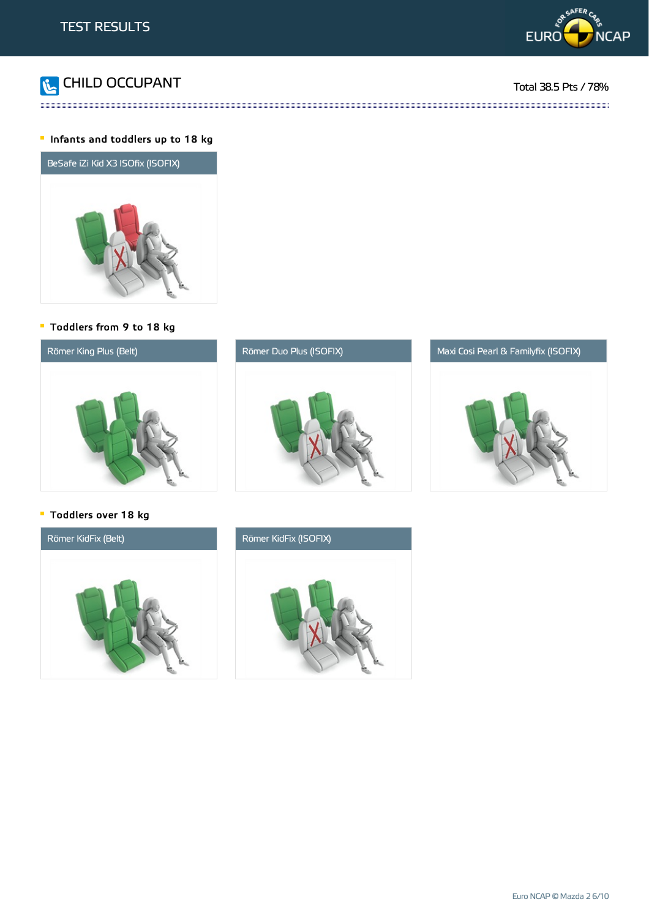# TEST RESULTS

## CHILD OCCUPANT

Total 38.5 Pts / 78%

### Infants and toddlers up to 18 kg

BeSafe iZi Kid X3 ISOfix (ISOFIX)

### Toddlers from 9 to 18 kg

Römer King Plus (Belt)

Römer Duo Plus (ISOFIX)

Maxi Cosi Pearl & Familyfix (ISOFIX)

### Toddlers over 18 kg

Römer KidFix (Belt)

Römer KidFix (ISOFIX)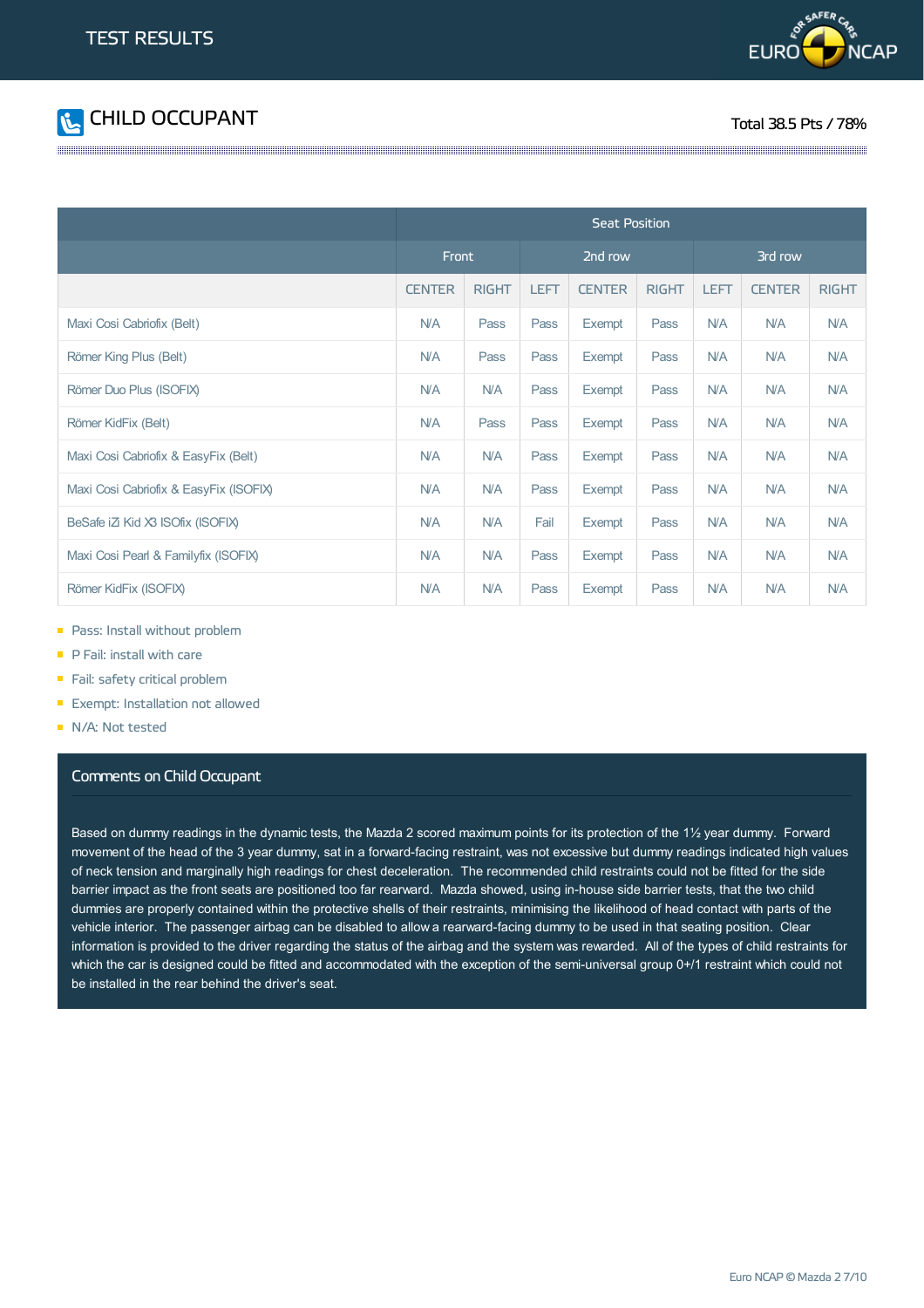# TEST RESULTS

## CHILD OCCUPANT

Total 38.5 Pts / 78%

| | Seat Position | | | | | | | |
|---|---|---|---|---|---|---|---|---|
| | Front | | 2nd row | | | 3rd row | | |
| | CENTER | RIGHT | LEFT | CENTER | RIGHT | LEFT | CENTER | RIGHT |
| Maxi Cosi Cabriofix (Belt) | N/A | Pass | Pass | Exempt | Pass | N/A | N/A | N/A |
| Römer King Plus (Belt) | N/A | Pass | Pass | Exempt | Pass | N/A | N/A | N/A |
| Römer Duo Plus (ISOFIX) | N/A | N/A | Pass | Exempt | Pass | N/A | N/A | N/A |
| Römer KidFix (Belt) | N/A | Pass | Pass | Exempt | Pass | N/A | N/A | N/A |
| Maxi Cosi Cabriofix & EasyFix (Belt) | N/A | N/A | Pass | Exempt | Pass | N/A | N/A | N/A |
| Maxi Cosi Cabriofix & EasyFix (ISOFIX) | N/A | N/A | Pass | Exempt | Pass | N/A | N/A | N/A |
| BeSafe iZi Kid X3 ISOfix (ISOFIX) | N/A | N/A | Fail | Exempt | Pass | N/A | N/A | N/A |
| Maxi Cosi Pearl & Familyfix (ISOFIX) | N/A | N/A | Pass | Exempt | Pass | N/A | N/A | N/A |
| Römer KidFix (ISOFIX) | N/A | N/A | Pass | Exempt | Pass | N/A | N/A | N/A |

- Pass: Install without problem
- P Fail: install with care
- Fail: safety critical problem
- Exempt: Installation not allowed
- N/A: Not tested

### Comments on Child Occupant

Based on dummy readings in the dynamic tests, the Mazda 2 scored maximum points for its protection of the 1½ year dummy. Forward movement of the head of the 3 year dummy, sat in a forward-facing restraint, was not excessive but dummy readings indicated high values of neck tension and marginally high readings for chest deceleration. The recommended child restraints could not be fitted for the side barrier impact as the front seats are positioned too far rearward. Mazda showed, using in-house side barrier tests, that the two child dummies are properly contained within the protective shells of their restraints, minimising the likelihood of head contact with parts of the vehicle interior. The passenger airbag can be disabled to allow a rearward-facing dummy to be used in that seating position. Clear information is provided to the driver regarding the status of the airbag and the system was rewarded. All of the types of child restraints for which the car is designed could be fitted and accommodated with the exception of the semi-universal group 0+/1 restraint which could not be installed in the rear behind the driver's seat.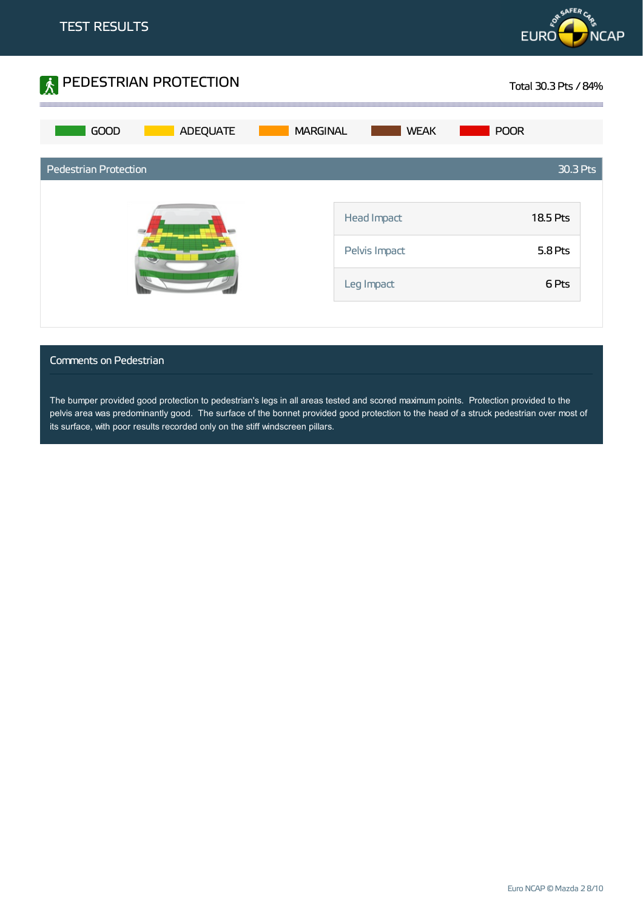TEST RESULTS

## PEDESTRIAN PROTECTION

Total 30.3 Pts / 84%

GOOD | ADEQUATE | MARGINAL | WEAK | POOR

### Pedestrian Protection — 30.3 Pts

| | |
|---|---|
| Head Impact | 18.5 Pts |
| Pelvis Impact | 5.8 Pts |
| Leg Impact | 6 Pts |

### Comments on Pedestrian

The bumper provided good protection to pedestrian's legs in all areas tested and scored maximum points. Protection provided to the pelvis area was predominantly good. The surface of the bonnet provided good protection to the head of a struck pedestrian over most of its surface, with poor results recorded only on the stiff windscreen pillars.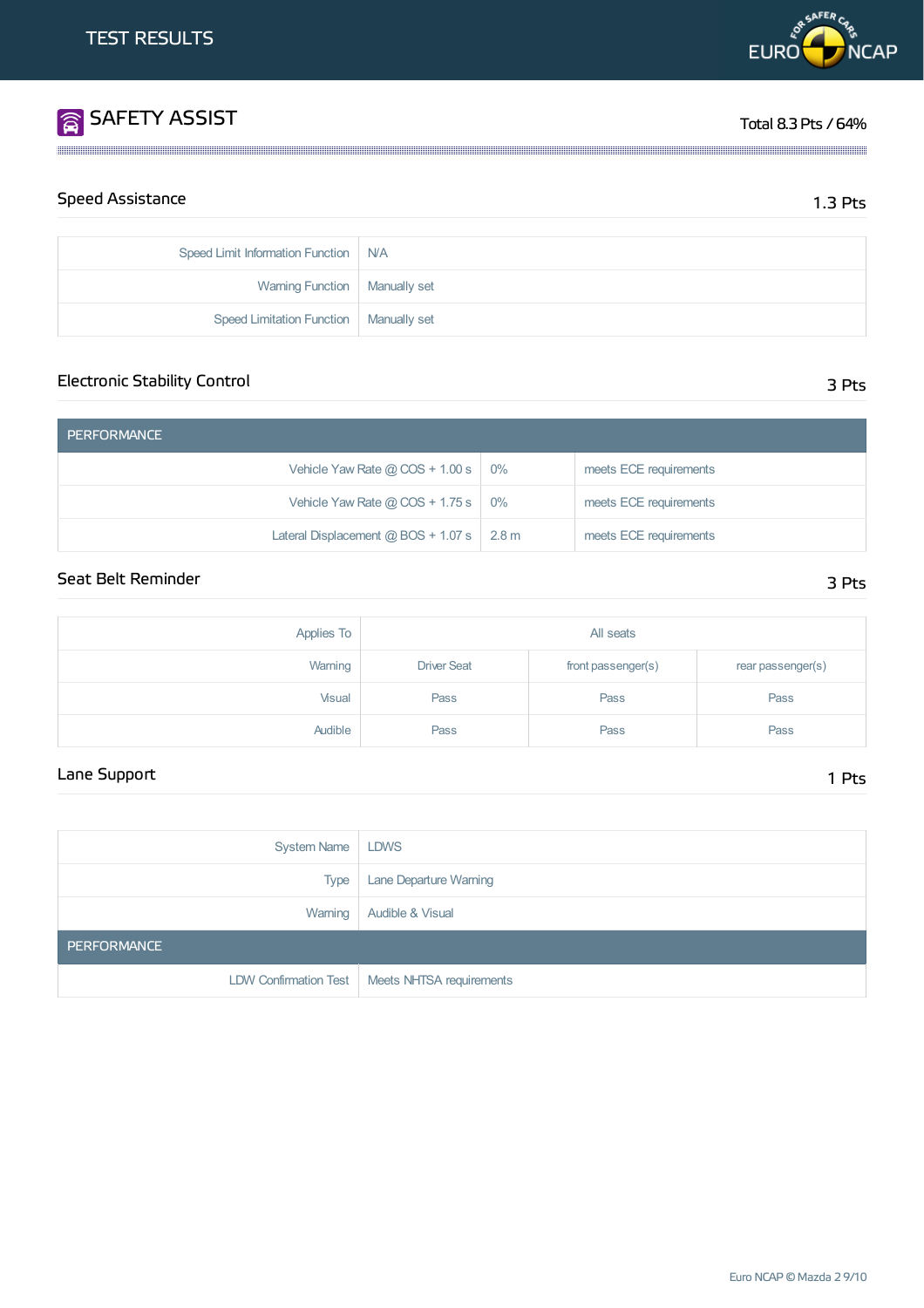# TEST RESULTS

## SAFETY ASSIST

Total 8.3 Pts / 64%

### Speed Assistance

1.3 Pts

| | |
|---|---|
| Speed Limit Information Function | N/A |
| Warning Function | Manually set |
| Speed Limitation Function | Manually set |

### Electronic Stability Control

3 Pts

| PERFORMANCE | | |
|---|---|---|
| Vehicle Yaw Rate @ COS + 1.00 s | 0% | meets ECE requirements |
| Vehicle Yaw Rate @ COS + 1.75 s | 0% | meets ECE requirements |
| Lateral Displacement @ BOS + 1.07 s | 2.8 m | meets ECE requirements |

### Seat Belt Reminder

3 Pts

| Applies To | All seats | | |
|---|---|---|---|
| Warning | Driver Seat | front passenger(s) | rear passenger(s) |
| Visual | Pass | Pass | Pass |
| Audible | Pass | Pass | Pass |

### Lane Support

1 Pts

| | |
|---|---|
| System Name | LDWS |
| Type | Lane Departure Warning |
| Warning | Audible & Visual |
| **PERFORMANCE** | |
| LDW Confirmation Test | Meets NHTSA requirements |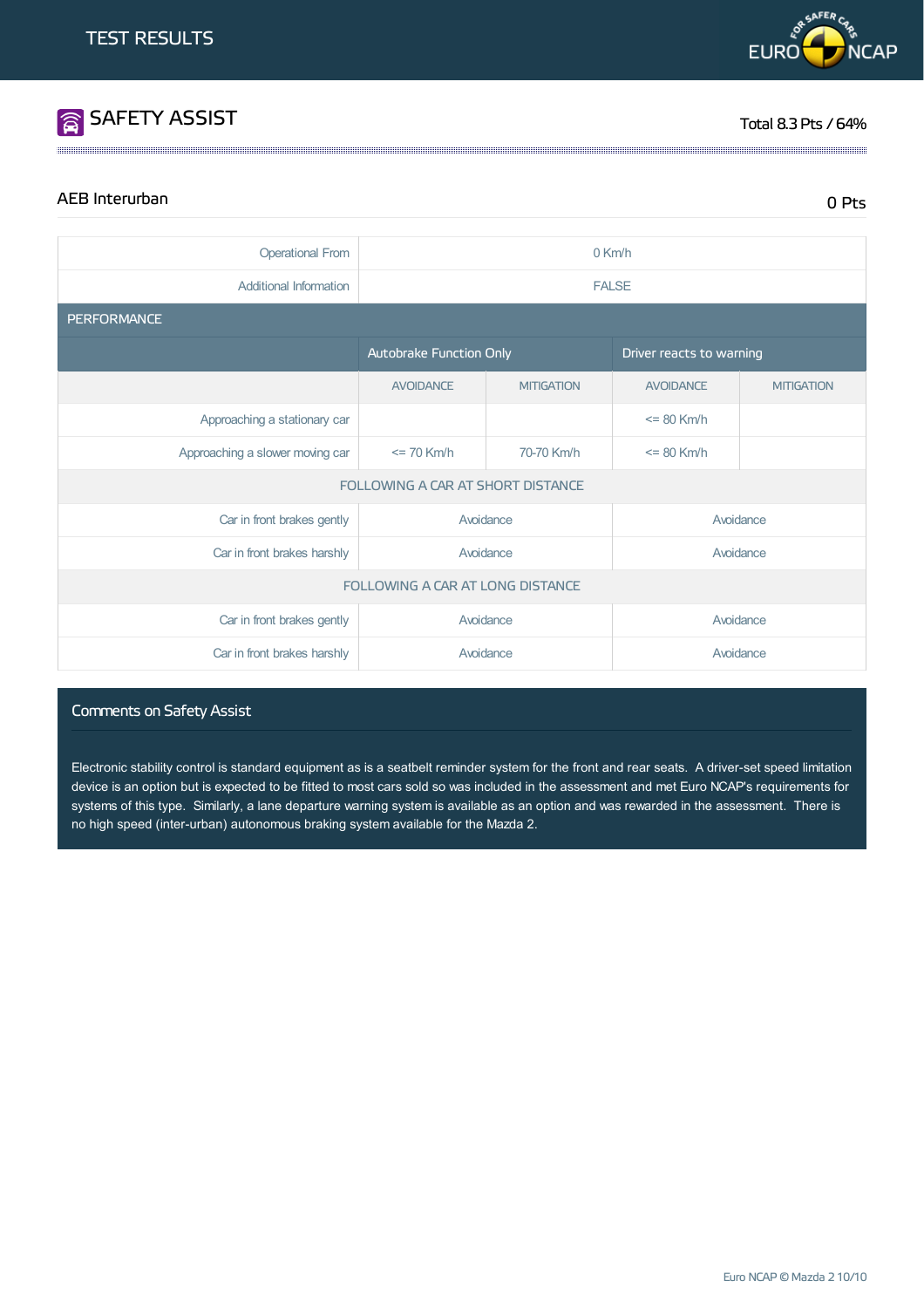TEST RESULTS

## SAFETY ASSIST

Total 8.3 Pts / 64%

### AEB Interurban

0 Pts

| | | | | |
|---|---|---|---|---|
| Operational From | 0 Km/h | | | |
| Additional Information | FALSE | | | |
| PERFORMANCE | | | | |
| | Autobrake Function Only | | Driver reacts to warning | |
| | AVOIDANCE | MITIGATION | AVOIDANCE | MITIGATION |
| Approaching a stationary car | | | <= 80 Km/h | |
| Approaching a slower moving car | <= 70 Km/h | 70-70 Km/h | <= 80 Km/h | |
| FOLLOWING A CAR AT SHORT DISTANCE | | | | |
| Car in front brakes gently | Avoidance | | Avoidance | |
| Car in front brakes harshly | Avoidance | | Avoidance | |
| FOLLOWING A CAR AT LONG DISTANCE | | | | |
| Car in front brakes gently | Avoidance | | Avoidance | |
| Car in front brakes harshly | Avoidance | | Avoidance | |

### Comments on Safety Assist

Electronic stability control is standard equipment as is a seatbelt reminder system for the front and rear seats. A driver-set speed limitation device is an option but is expected to be fitted to most cars sold so was included in the assessment and met Euro NCAP's requirements for systems of this type. Similarly, a lane departure warning system is available as an option and was rewarded in the assessment. There is no high speed (inter-urban) autonomous braking system available for the Mazda 2.